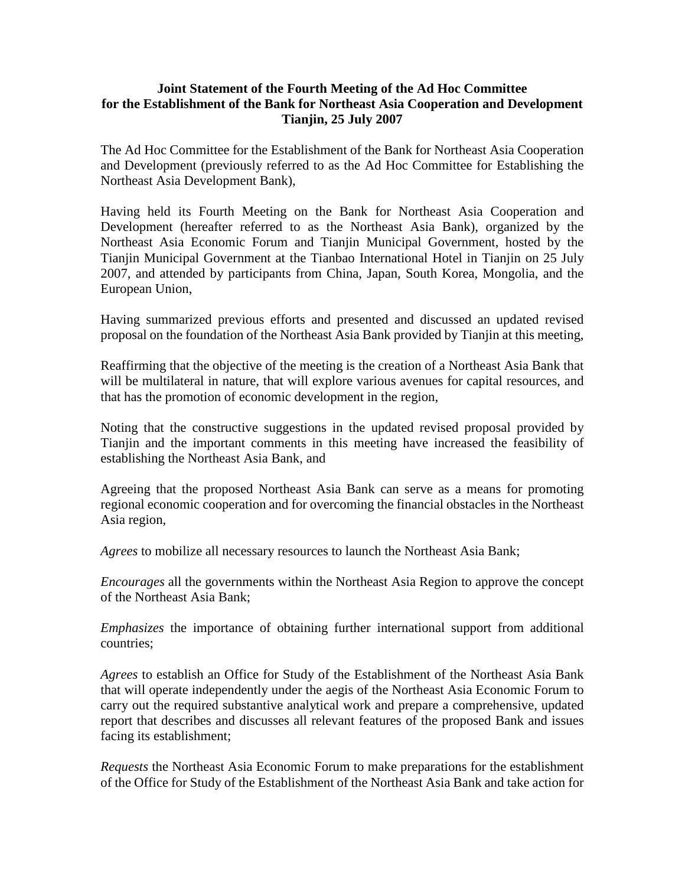**Joint Statement of the Fourth Meeting of the Ad Hoc Committee for the Establishment of the Bank for Northeast Asia Cooperation and Development Tianjin, 25 July 2007**

The Ad Hoc Committee for the Establishment of the Bank for Northeast Asia Cooperation and Development (previously referred to as the Ad Hoc Committee for Establishing the Northeast Asia Development Bank),

Having held its Fourth Meeting on the Bank for Northeast Asia Cooperation and Development (hereafter referred to as the Northeast Asia Bank), organized by the Northeast Asia Economic Forum and Tianjin Municipal Government, hosted by the Tianjin Municipal Government at the Tianbao International Hotel in Tianjin on 25 July 2007, and attended by participants from China, Japan, South Korea, Mongolia, and the European Union,

Having summarized previous efforts and presented and discussed an updated revised proposal on the foundation of the Northeast Asia Bank provided by Tianjin at this meeting,

Reaffirming that the objective of the meeting is the creation of a Northeast Asia Bank that will be multilateral in nature, that will explore various avenues for capital resources, and that has the promotion of economic development in the region,

Noting that the constructive suggestions in the updated revised proposal provided by Tianjin and the important comments in this meeting have increased the feasibility of establishing the Northeast Asia Bank, and

Agreeing that the proposed Northeast Asia Bank can serve as a means for promoting regional economic cooperation and for overcoming the financial obstacles in the Northeast Asia region,

*Agrees* to mobilize all necessary resources to launch the Northeast Asia Bank;

*Encourages* all the governments within the Northeast Asia Region to approve the concept of the Northeast Asia Bank;

*Emphasizes* the importance of obtaining further international support from additional countries;

*Agrees* to establish an Office for Study of the Establishment of the Northeast Asia Bank that will operate independently under the aegis of the Northeast Asia Economic Forum to carry out the required substantive analytical work and prepare a comprehensive, updated report that describes and discusses all relevant features of the proposed Bank and issues facing its establishment;

*Requests* the Northeast Asia Economic Forum to make preparations for the establishment of the Office for Study of the Establishment of the Northeast Asia Bank and take action for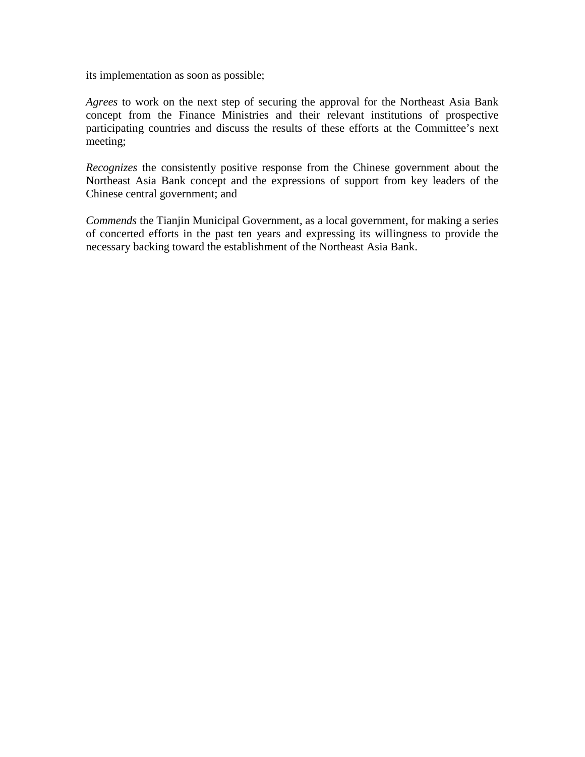its implementation as soon as possible;

*Agrees* to work on the next step of securing the approval for the Northeast Asia Bank concept from the Finance Ministries and their relevant institutions of prospective participating countries and discuss the results of these efforts at the Committee's next meeting;

*Recognizes* the consistently positive response from the Chinese government about the Northeast Asia Bank concept and the expressions of support from key leaders of the Chinese central government; and

*Commends* the Tianjin Municipal Government, as a local government, for making a series of concerted efforts in the past ten years and expressing its willingness to provide the necessary backing toward the establishment of the Northeast Asia Bank.